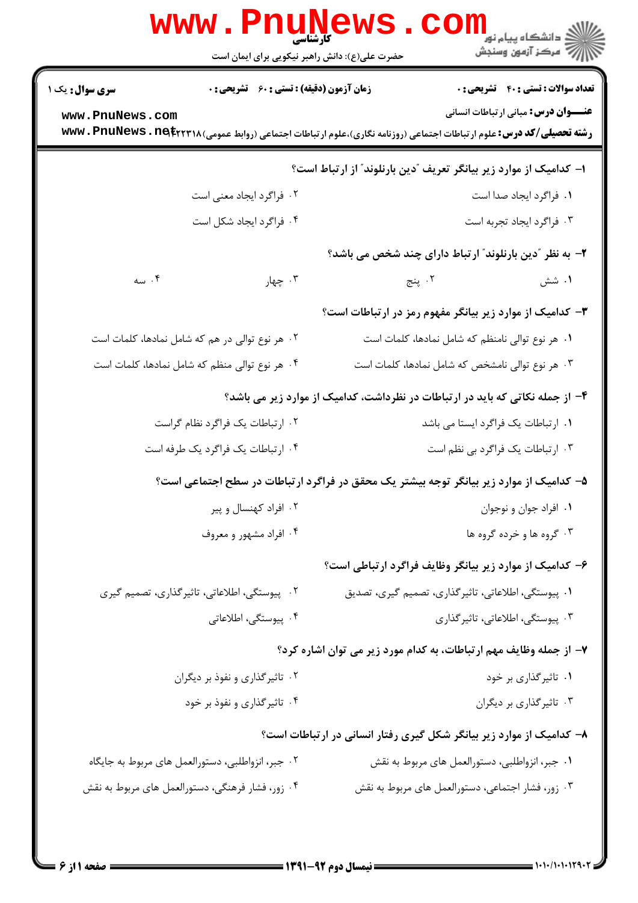کارشناسی

حضرت علی(ع): دانش راهبر نیکویی برای ایمان است

**سری سوال:** یک ۱

**زمان آزمون (دقیقه) : تستی : ۶۰ تشریحی : ۰**

**تعداد سوالات : تستی : ۴۰ تشریحی : ۰**

**عنـــوان درس:** مبانی ارتباطات انسانی

**رشته تحصیلی/کد درس:** علوم ارتباطات اجتماعی (روزنامه نگاری)،علوم ارتباطات اجتماعی (روابط عمومی)۱۲۲۲۳۱۸

**۱- کدامیک از موارد زیر بیانگر تعریف "دین بارنلوند" از ارتباط است؟**

۱. فراگرد ایجاد صدا است

۲. فراگرد ایجاد معنی است

۳. فراگرد ایجاد تجربه است

۴. فراگرد ایجاد شکل است

**۲- به نظر "دین بارنلوند" ارتباط دارای چند شخص می باشد؟**

۱. شش

۲. پنج

۳. چهار

۴. سه

**۳- کدامیک از موارد زیر بیانگر مفهوم رمز در ارتباطات است؟**

۱. هر نوع توالی نامنظم که شامل نمادها، کلمات است

۲. هر نوع توالی در هم که شامل نمادها، کلمات است

۳. هر نوع توالی نامشخص که شامل نمادها، کلمات است

۴. هر نوع توالی منظم که شامل نمادها، کلمات است

**۴- از جمله نکاتی که باید در ارتباطات در نظرداشت، کدامیک از موارد زیر می باشد؟**

۱. ارتباطات یک فراگرد ایستا می باشد

۲. ارتباطات یک فراگرد نظام گراست

۳. ارتباطات یک فراگرد بی نظم است

۴. ارتباطات یک فراگرد یک طرفه است

**۵- کدامیک از موارد زیر بیانگر توجه بیشتر یک محقق در فراگرد ارتباطات در سطح اجتماعی است؟**

۱. افراد جوان و نوجوان

۲. افراد کهنسال و پیر

۳. گروه ها و خرده گروه ها

۴. افراد مشهور و معروف

**۶- کدامیک از موارد زیر بیانگر وظایف فراگرد ارتباطی است؟**

۱. پیوستگی، اطلاعاتی، تاثیرگذاری، تصمیم گیری، تصدیق

۲. پیوستگی، اطلاعاتی، تاثیرگذاری، تصمیم گیری

۳. پیوستگی، اطلاعاتی، تاثیرگذاری

۴. پیوستگی، اطلاعاتی

**۷- از جمله وظایف مهم ارتباطات، به کدام مورد زیر می توان اشاره کرد؟**

۱. تاثیرگذاری بر خود

۲. تاثیرگذاری و نفوذ بر دیگران

۳. تاثیرگذاری بر دیگران

۴. تاثیرگذاری و نفوذ بر خود

**۸- کدامیک از موارد زیر بیانگر شکل گیری رفتار انسانی در ارتباطات است؟**

۱. جبر، انزواطلبی، دستورالعمل های مربوط به نقش

۲. جبر، انزواطلبی، دستورالعمل های مربوط به جایگاه

۳. زور، فشار اجتماعی، دستورالعمل های مربوط به نقش

۴. زور، فشار فرهنگی، دستورالعمل های مربوط به نقش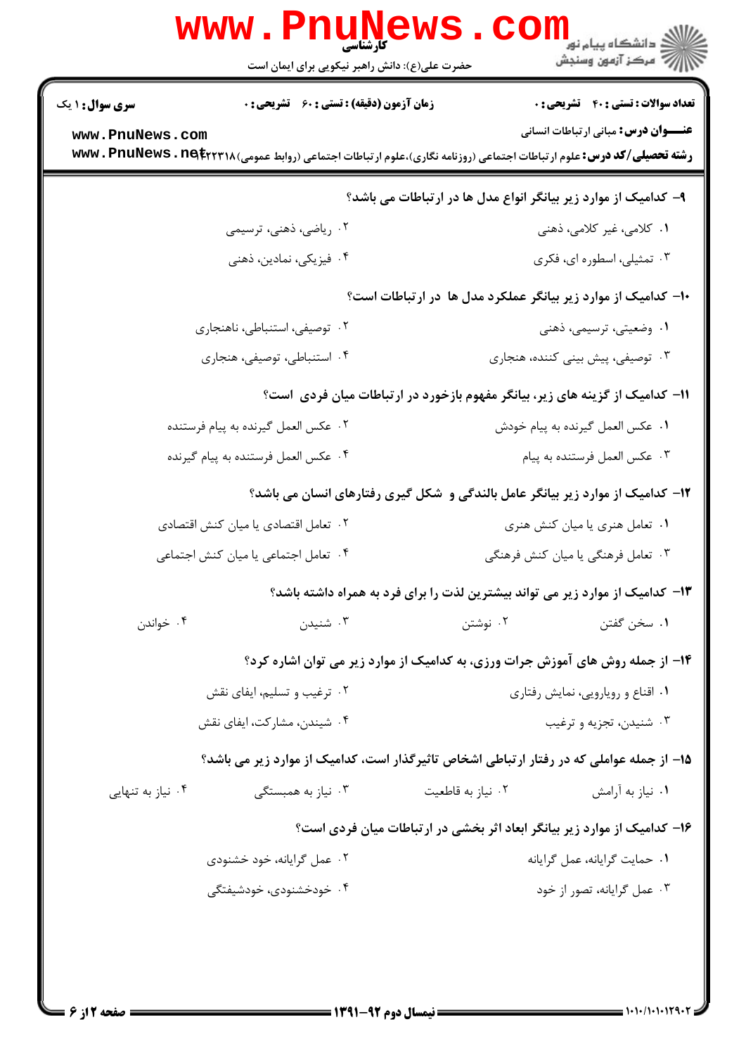۹- کدامیک از موارد زیر بیانگر انواع مدل ها در ارتباطات می باشد؟

۱. کلامی، غیر کلامی، ذهنی
۲. ریاضی، ذهنی، ترسیمی
۳. تمثیلی، اسطوره ای، فکری
۴. فیزیکی، نمادین، ذهنی

۱۰- کدامیک از موارد زیر بیانگر عملکرد مدل ها در ارتباطات است؟

۱. وضعیتی، ترسیمی، ذهنی
۲. توصیفی، استنباطی، ناهنجاری
۳. توصیفی، پیش بینی کننده، هنجاری
۴. استنباطی، توصیفی، هنجاری

۱۱- کدامیک از گزینه های زیر، بیانگر مفهوم بازخورد در ارتباطات میان فردی است؟

۱. عکس العمل گیرنده به پیام خودش
۲. عکس العمل گیرنده به پیام فرستنده
۳. عکس العمل فرستنده به پیام
۴. عکس العمل فرستنده به پیام گیرنده

۱۲- کدامیک از موارد زیر بیانگر عامل بالندگی و شکل گیری رفتارهای انسان می باشد؟

۱. تعامل هنری یا میان کنش هنری
۲. تعامل اقتصادی یا میان کنش اقتصادی
۳. تعامل فرهنگی یا میان کنش فرهنگی
۴. تعامل اجتماعی یا میان کنش اجتماعی

۱۳- کدامیک از موارد زیر می تواند بیشترین لذت را برای فرد به همراه داشته باشد؟

۱. سخن گفتن
۲. نوشتن
۳. شنیدن
۴. خواندن

۱۴- از جمله روش های آموزش جرات ورزی، به کدامیک از موارد زیر می توان اشاره کرد؟

۱. اقناع و رویارویی، نمایش رفتاری
۲. ترغیب و تسلیم، ایفای نقش
۳. شنیدن، تجزیه و ترغیب
۴. شنیدن، مشارکت، ایفای نقش

۱۵- از جمله عواملی که در رفتار ارتباطی اشخاص تاثیرگذار است، کدامیک از موارد زیر می باشد؟

۱. نیاز به آرامش
۲. نیاز به قاطعیت
۳. نیاز به همبستگی
۴. نیاز به تنهایی

۱۶- کدامیک از موارد زیر بیانگر ابعاد اثر بخشی در ارتباطات میان فردی است؟

۱. حمایت گرایانه، عمل گرایانه
۲. عمل گرایانه، خود خشنودی
۳. عمل گرایانه، تصور از خود
۴. خودخشنودی، خودشیفتگی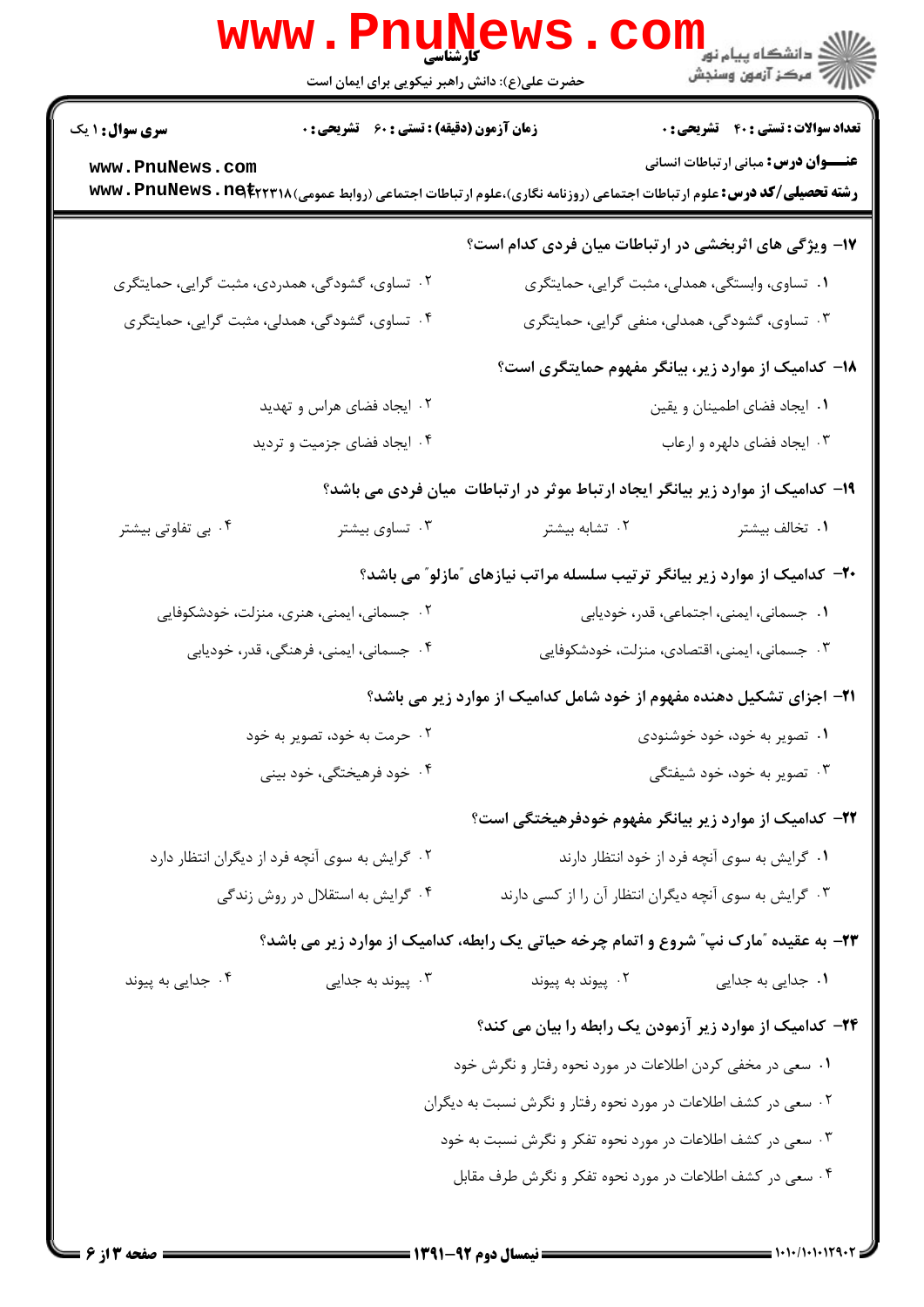۱۷- ویژگی های اثربخشی در ارتباطات میان فردی کدام است؟

۱. تساوی، وابستگی، همدلی، مثبت گرایی، حمایتگری

۲. تساوی، گشودگی، همدردی، مثبت گرایی، حمایتگری

۳. تساوی، گشودگی، همدلی، منفی گرایی، حمایتگری

۴. تساوی، گشودگی، همدلی، مثبت گرایی، حمایتگری

۱۸- کدامیک از موارد زیر، بیانگر مفهوم حمایتگری است؟

۱. ایجاد فضای اطمینان و یقین

۲. ایجاد فضای هراس و تهدید

۳. ایجاد فضای دلهره و ارعاب

۴. ایجاد فضای جزمیت و تردید

۱۹- کدامیک از موارد زیر بیانگر ایجاد ارتباط موثر در ارتباطات میان فردی می باشد؟

۱. تخالف بیشتر

۲. تشابه بیشتر

۳. تساوی بیشتر

۴. بی تفاوتی بیشتر

۲۰- کدامیک از موارد زیر بیانگر ترتیب سلسله مراتب نیازهای "مازلو" می باشد؟

۱. جسمانی، ایمنی، اجتماعی، قدر، خودیابی

۲. جسمانی، ایمنی، هنری، منزلت، خودشکوفایی

۳. جسمانی، ایمنی، اقتصادی، منزلت، خودشکوفایی

۴. جسمانی، ایمنی، فرهنگی، قدر، خودیابی

۲۱- اجزای تشکیل دهنده مفهوم از خود شامل کدامیک از موارد زیر می باشد؟

۱. تصویر به خود، خود خوشنودی

۲. حرمت به خود، تصویر به خود

۳. تصویر به خود، خود شیفتگی

۴. خود فرهیختگی، خود بینی

۲۲- کدامیک از موارد زیر بیانگر مفهوم خودفرهیختگی است؟

۱. گرایش به سوی آنچه فرد از خود انتظار دارند

۲. گرایش به سوی آنچه فرد از دیگران انتظار دارد

۳. گرایش به سوی آنچه دیگران انتظار آن را از کسی دارند

۴. گرایش به استقلال در روش زندگی

۲۳- به عقیده "مارک نپ" شروع و اتمام چرخه حیاتی یک رابطه، کدامیک از موارد زیر می باشد؟

۱. جدایی به جدایی

۲. پیوند به پیوند

۳. پیوند به جدایی

۴. جدایی به پیوند

۲۴- کدامیک از موارد زیر آزمودن یک رابطه را بیان می کند؟

۱. سعی در مخفی کردن اطلاعات در مورد نحوه رفتار و نگرش خود

۲. سعی در کشف اطلاعات در مورد نحوه رفتار و نگرش نسبت به دیگران

۳. سعی در کشف اطلاعات در مورد نحوه تفکر و نگرش نسبت به خود

۴. سعی در کشف اطلاعات در مورد نحوه تفکر و نگرش طرف مقابل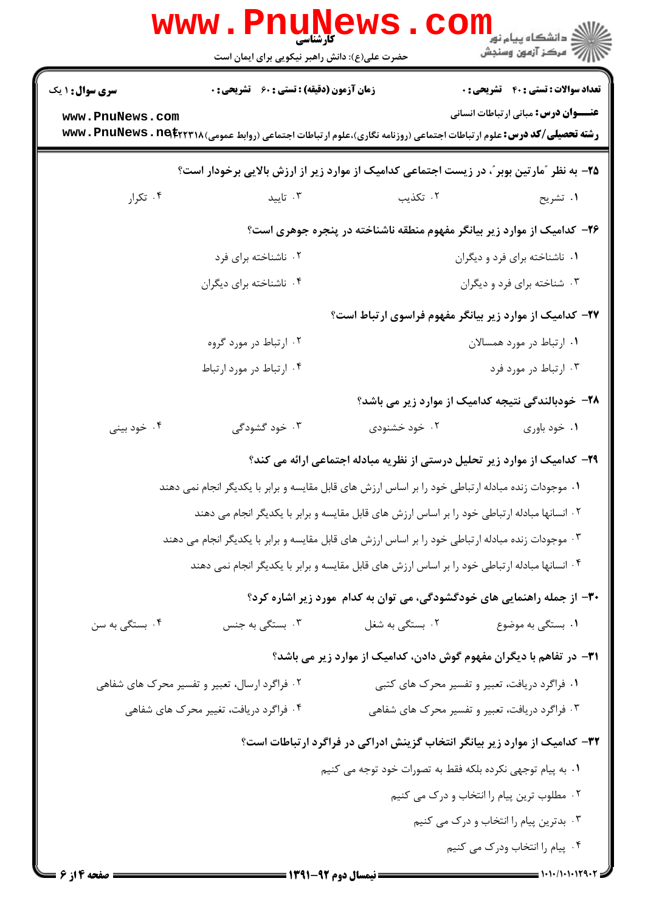۲۵- به نظر "مارتین بوبر"، در زیست اجتماعی کدامیک از موارد زیر از ارزش بالایی برخودار است؟

۱. تشریح ۲. تکذیب ۳. تایید ۴. تکرار

۲۶- کدامیک از موارد زیر بیانگر مفهوم منطقه ناشناخته در پنجره جوهری است؟

۱. ناشناخته برای فرد و دیگران
۲. ناشناخته برای فرد
۳. شناخته برای فرد و دیگران
۴. ناشناخته برای دیگران

۲۷- کدامیک از موارد زیر بیانگر مفهوم فراسوی ارتباط است؟

۱. ارتباط در مورد همسالان
۲. ارتباط در مورد گروه
۳. ارتباط در مورد فرد
۴. ارتباط در مورد ارتباط

۲۸- خودبالندگی نتیجه کدامیک از موارد زیر می باشد؟

۱. خود باوری ۲. خود خشنودی ۳. خود گشودگی ۴. خود بینی

۲۹- کدامیک از موارد زیر تحلیل درستی از نظریه مبادله اجتماعی ارائه می کند؟

۱. موجودات زنده مبادله ارتباطی خود را بر اساس ارزش های قابل مقایسه و برابر با یکدیگر انجام نمی دهند
۲. انسانها مبادله ارتباطی خود را بر اساس ارزش های قابل مقایسه و برابر با یکدیگر انجام می دهند
۳. موجودات زنده مبادله ارتباطی خود را بر اساس ارزش های قابل مقایسه و برابر با یکدیگر انجام می دهند
۴. انسانها مبادله ارتباطی خود را بر اساس ارزش های قابل مقایسه و برابر با یکدیگر انجام نمی دهند

۳۰- از جمله راهنمایی های خودگشودگی، می توان به کدام مورد زیر اشاره کرد؟

۱. بستگی به موضوع ۲. بستگی به شغل ۳. بستگی به جنس ۴. بستگی به سن

۳۱- در تفاهم با دیگران مفهوم گوش دادن، کدامیک از موارد زیر می باشد؟

۱. فراگرد دریافت، تعبیر و تفسیر محرک های کتبی
۲. فراگرد ارسال، تعبیر و تفسیر محرک های شفاهی
۳. فراگرد دریافت، تعبیر و تفسیر محرک های شفاهی
۴. فراگرد دریافت، تغییر محرک های شفاهی

۳۲- کدامیک از موارد زیر بیانگر انتخاب گزینش ادراکی در فراگرد ارتباطات است؟

۱. به پیام توجهی نکرده بلکه فقط به تصورات خود توجه می کنیم
۲. مطلوب ترین پیام را انتخاب و درک می کنیم
۳. بدترین پیام را انتخاب و درک می کنیم
۴. پیام را انتخاب ودرک می کنیم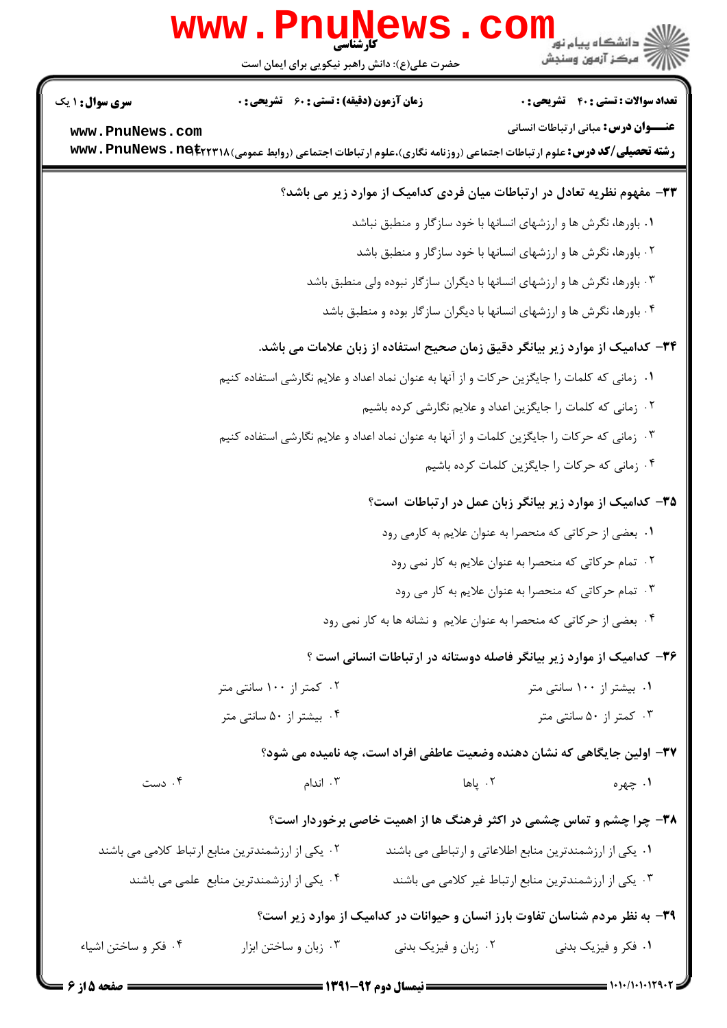**۳۳- مفهوم نظریه تعادل در ارتباطات میان فردی کدامیک از موارد زیر می باشد؟**

۱. باورها، نگرش ها و ارزشهای انسانها با خود سازگار و منطبق نباشد

۲. باورها، نگرش ها و ارزشهای انسانها با خود سازگار و منطبق باشد

۳. باورها، نگرش ها و ارزشهای انسانها با دیگران سازگار نبوده ولی منطبق باشد

۴. باورها، نگرش ها و ارزشهای انسانها با دیگران سازگار بوده و منطبق باشد

**۳۴- کدامیک از موارد زیر بیانگر دقیق زمان صحیح استفاده از زبان علامات می باشد.**

۱. زمانی که کلمات را جایگزین حرکات و از آنها به عنوان نماد اعداد و علایم نگارشی استفاده کنیم

۲. زمانی که کلمات را جایگزین اعداد و علایم نگارشی کرده باشیم

۳. زمانی که حرکات را جایگزین کلمات و از آنها به عنوان نماد اعداد و علایم نگارشی استفاده کنیم

۴. زمانی که حرکات را جایگزین کلمات کرده باشیم

**۳۵- کدامیک از موارد زیر بیانگر زبان عمل در ارتباطات است؟**

۱. بعضی از حرکاتی که منحصرا به عنوان علایم به کارمی رود

۲. تمام حرکاتی که منحصرا به عنوان علایم به کار نمی رود

۳. تمام حرکاتی که منحصرا به عنوان علایم به کار می رود

۴. بعضی از حرکاتی که منحصرا به عنوان علایم و نشانه ها به کار نمی رود

**۳۶- کدامیک از موارد زیر بیانگر فاصله دوستانه در ارتباطات انسانی است ؟**

۱. بیشتر از ۱۰۰ سانتی متر

۲. کمتر از ۱۰۰ سانتی متر

۳. کمتر از ۵۰ سانتی متر

۴. بیشتر از ۵۰ سانتی متر

**۳۷- اولین جایگاهی که نشان دهنده وضعیت عاطفی افراد است، چه نامیده می شود؟**

۱. چهره

۲. پاها

۳. اندام

۴. دست

**۳۸- چرا چشم و تماس چشمی در اکثر فرهنگ ها از اهمیت خاصی برخوردار است؟**

۱. یکی از ارزشمندترین منابع اطلاعاتی و ارتباطی می باشند

۲. یکی از ارزشمندترین منابع ارتباط کلامی می باشند

۳. یکی از ارزشمندترین منابع ارتباط غیر کلامی می باشند

۴. یکی از ارزشمندترین منابع علمی می باشند

**۳۹- به نظر مردم شناسان تفاوت بارز انسان و حیوانات در کدامیک از موارد زیر است؟**

۱. فکر و فیزیک بدنی

۲. زبان و فیزیک بدنی

۳. زبان و ساختن ابزار

۴. فکر و ساختن اشیاء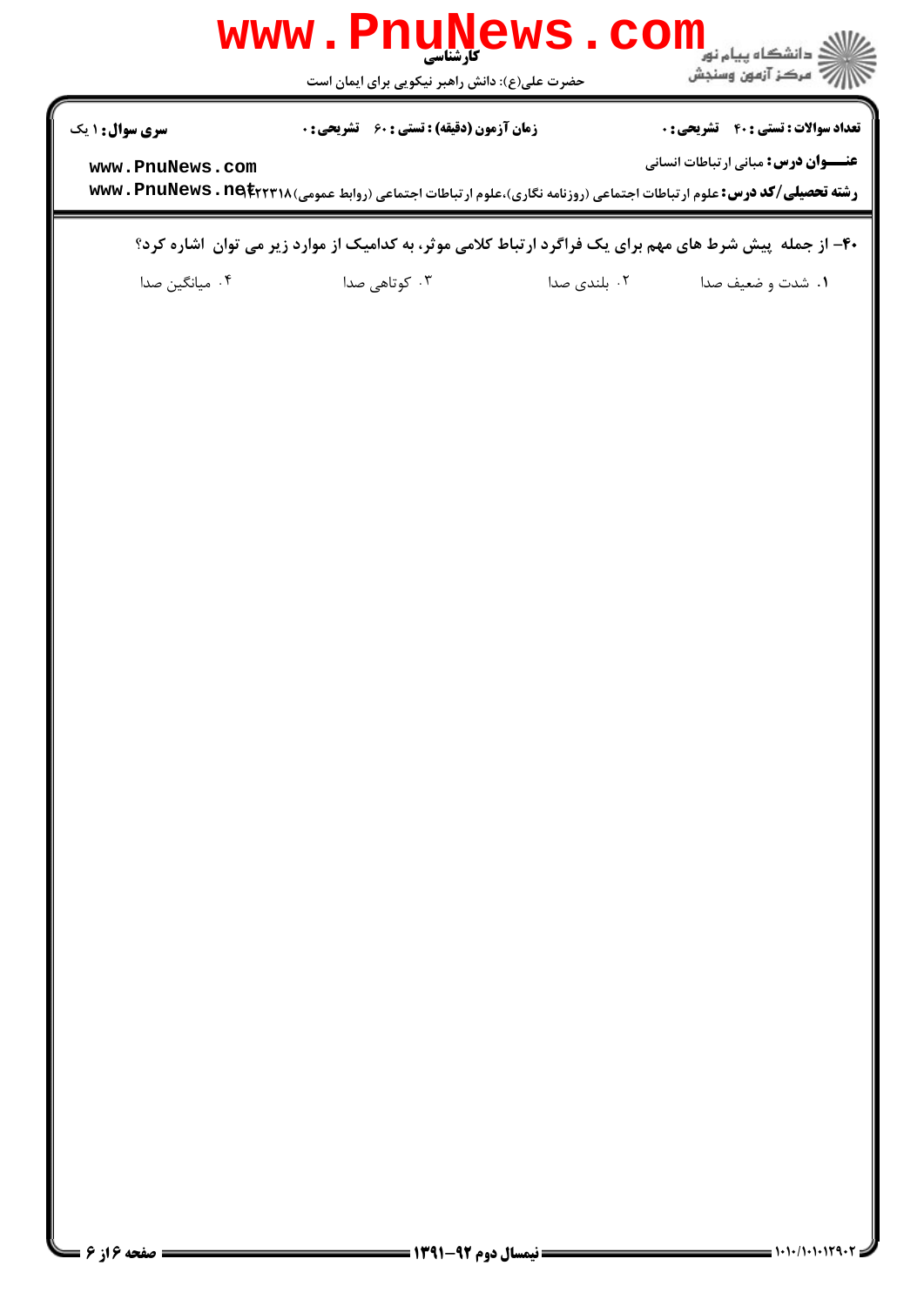۴۰- از جمله پیش شرط های مهم برای یک فراگرد ارتباط کلامی موثر، به کدامیک از موارد زیر می توان اشاره کرد؟

۱. شدت و ضعیف صدا

۲. بلندی صدا

۳. کوتاهی صدا

۴. میانگین صدا